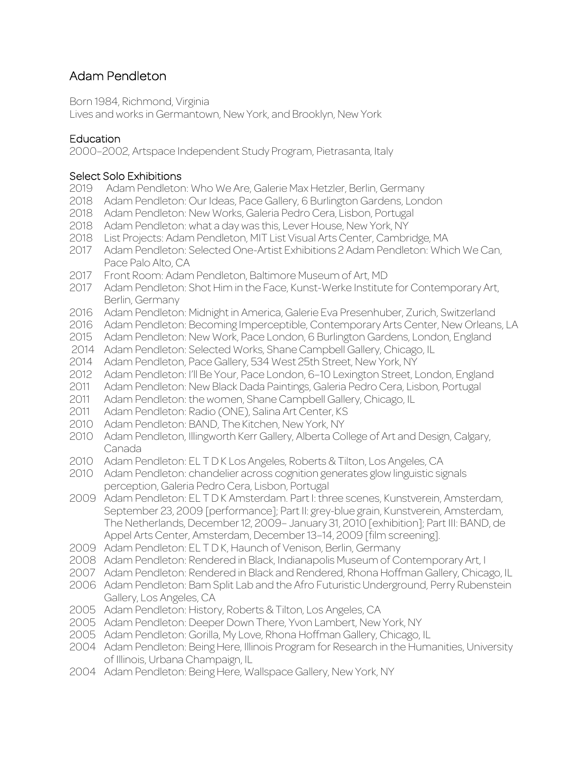# Adam Pendleton

Born 1984, Richmond, Virginia
Lives and works in Germantown, New York, and Brooklyn, New York

## Education

2000–2002, Artspace Independent Study Program, Pietrasanta, Italy

## Select Solo Exhibitions

2019 Adam Pendleton: Who We Are, Galerie Max Hetzler, Berlin, Germany
2018 Adam Pendleton: Our Ideas, Pace Gallery, 6 Burlington Gardens, London
2018 Adam Pendleton: New Works, Galeria Pedro Cera, Lisbon, Portugal
2018 Adam Pendleton: what a day was this, Lever House, New York, NY
2018 List Projects: Adam Pendleton, MIT List Visual Arts Center, Cambridge, MA
2017 Adam Pendleton: Selected One-Artist Exhibitions 2 Adam Pendleton: Which We Can, Pace Palo Alto, CA
2017 Front Room: Adam Pendleton, Baltimore Museum of Art, MD
2017 Adam Pendleton: Shot Him in the Face, Kunst-Werke Institute for Contemporary Art, Berlin, Germany
2016 Adam Pendleton: Midnight in America, Galerie Eva Presenhuber, Zurich, Switzerland
2016 Adam Pendleton: Becoming Imperceptible, Contemporary Arts Center, New Orleans, LA
2015 Adam Pendleton: New Work, Pace London, 6 Burlington Gardens, London, England
2014 Adam Pendleton: Selected Works, Shane Campbell Gallery, Chicago, IL
2014 Adam Pendleton, Pace Gallery, 534 West 25th Street, New York, NY
2012 Adam Pendleton: I'll Be Your, Pace London, 6–10 Lexington Street, London, England
2011 Adam Pendleton: New Black Dada Paintings, Galeria Pedro Cera, Lisbon, Portugal
2011 Adam Pendleton: the women, Shane Campbell Gallery, Chicago, IL
2011 Adam Pendleton: Radio (ONE), Salina Art Center, KS
2010 Adam Pendleton: BAND, The Kitchen, New York, NY
2010 Adam Pendleton, Illingworth Kerr Gallery, Alberta College of Art and Design, Calgary, Canada
2010 Adam Pendleton: EL T D K Los Angeles, Roberts & Tilton, Los Angeles, CA
2010 Adam Pendleton: chandelier across cognition generates glow linguistic signals perception, Galeria Pedro Cera, Lisbon, Portugal
2009 Adam Pendleton: EL T D K Amsterdam. Part I: three scenes, Kunstverein, Amsterdam, September 23, 2009 [performance]; Part II: grey-blue grain, Kunstverein, Amsterdam, The Netherlands, December 12, 2009– January 31, 2010 [exhibition]; Part III: BAND, de Appel Arts Center, Amsterdam, December 13–14, 2009 [film screening].
2009 Adam Pendleton: EL T D K, Haunch of Venison, Berlin, Germany
2008 Adam Pendleton: Rendered in Black, Indianapolis Museum of Contemporary Art, I
2007 Adam Pendleton: Rendered in Black and Rendered, Rhona Hoffman Gallery, Chicago, IL
2006 Adam Pendleton: Bam Split Lab and the Afro Futuristic Underground, Perry Rubenstein Gallery, Los Angeles, CA
2005 Adam Pendleton: History, Roberts & Tilton, Los Angeles, CA
2005 Adam Pendleton: Deeper Down There, Yvon Lambert, New York, NY
2005 Adam Pendleton: Gorilla, My Love, Rhona Hoffman Gallery, Chicago, IL
2004 Adam Pendleton: Being Here, Illinois Program for Research in the Humanities, University of Illinois, Urbana Champaign, IL
2004 Adam Pendleton: Being Here, Wallspace Gallery, New York, NY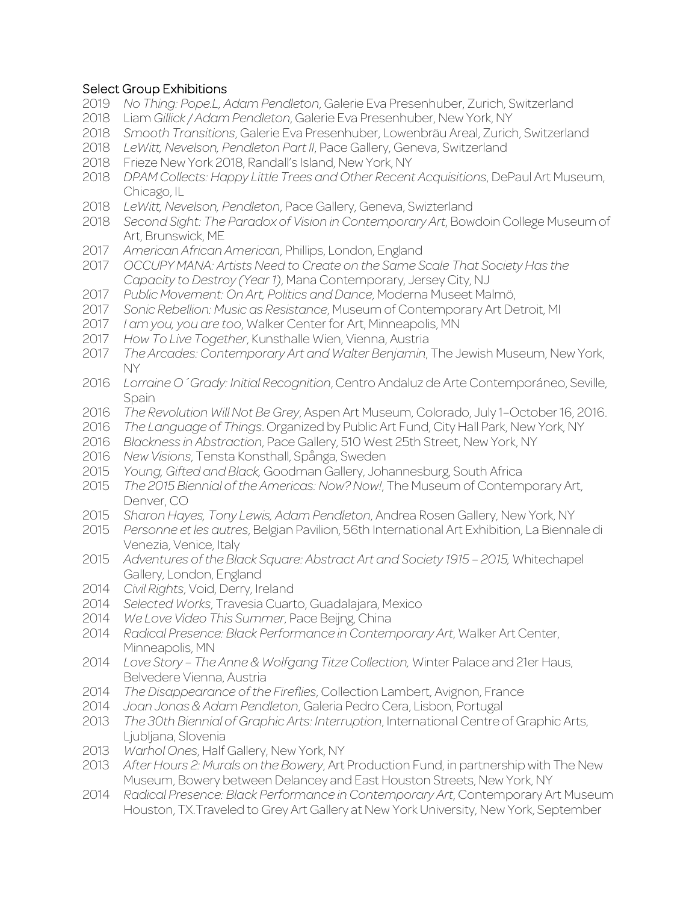## Select Group Exhibitions

2019 *No Thing: Pope.L, Adam Pendleton*, Galerie Eva Presenhuber, Zurich, Switzerland
2018 Liam *Gillick / Adam Pendleton*, Galerie Eva Presenhuber, New York, NY
2018 *Smooth Transitions*, Galerie Eva Presenhuber, Lowenbräu Areal, Zurich, Switzerland
2018 *LeWitt, Nevelson, Pendleton Part II*, Pace Gallery, Geneva, Switzerland
2018 Frieze New York 2018, Randall's Island, New York, NY
2018 *DPAM Collects: Happy Little Trees and Other Recent Acquisitions*, DePaul Art Museum, Chicago, IL
2018 *LeWitt, Nevelson, Pendleton*, Pace Gallery, Geneva, Swizterland
2018 *Second Sight: The Paradox of Vision in Contemporary Art*, Bowdoin College Museum of Art, Brunswick, ME
2017 *American African American*, Phillips, London, England
2017 *OCCUPY MANA: Artists Need to Create on the Same Scale That Society Has the Capacity to Destroy (Year 1)*, Mana Contemporary, Jersey City, NJ
2017 *Public Movement: On Art, Politics and Dance*, Moderna Museet Malmö,
2017 *Sonic Rebellion: Music as Resistance*, Museum of Contemporary Art Detroit, MI
2017 *I am you, you are too*, Walker Center for Art, Minneapolis, MN
2017 *How To Live Together*, Kunsthalle Wien, Vienna, Austria
2017 *The Arcades: Contemporary Art and Walter Benjamin*, The Jewish Museum, New York, NY
2016 *Lorraine O´Grady: Initial Recognition*, Centro Andaluz de Arte Contemporáneo, Seville, Spain
2016 *The Revolution Will Not Be Grey*, Aspen Art Museum, Colorado, July 1–October 16, 2016.
2016 *The Language of Things*. Organized by Public Art Fund, City Hall Park, New York, NY
2016 *Blackness in Abstraction*, Pace Gallery, 510 West 25th Street, New York, NY
2016 *New Visions*, Tensta Konsthall, Spånga, Sweden
2015 *Young, Gifted and Black,* Goodman Gallery, Johannesburg, South Africa
2015 *The 2015 Biennial of the Americas: Now? Now!*, The Museum of Contemporary Art, Denver, CO
2015 *Sharon Hayes, Tony Lewis, Adam Pendleton*, Andrea Rosen Gallery, New York, NY
2015 *Personne et les autres*, Belgian Pavilion, 56th International Art Exhibition, La Biennale di Venezia, Venice, Italy
2015 *Adventures of the Black Square: Abstract Art and Society 1915 – 2015,* Whitechapel Gallery, London, England
2014 *Civil Rights*, Void, Derry, Ireland
2014 *Selected Works*, Travesia Cuarto, Guadalajara, Mexico
2014 *We Love Video This Summer*, Pace Beijng, China
2014 *Radical Presence: Black Performance in Contemporary Art*, Walker Art Center, Minneapolis, MN
2014 *Love Story – The Anne & Wolfgang Titze Collection,* Winter Palace and 21er Haus, Belvedere Vienna, Austria
2014 *The Disappearance of the Fireflies*, Collection Lambert, Avignon, France
2014 *Joan Jonas & Adam Pendleton*, Galeria Pedro Cera, Lisbon, Portugal
2013 *The 30th Biennial of Graphic Arts: Interruption*, International Centre of Graphic Arts, Ljubljana, Slovenia
2013 *Warhol Ones*, Half Gallery, New York, NY
2013 *After Hours 2: Murals on the Bowery*, Art Production Fund, in partnership with The New Museum, Bowery between Delancey and East Houston Streets, New York, NY
2014 *Radical Presence: Black Performance in Contemporary Art*, Contemporary Art Museum Houston, TX.Traveled to Grey Art Gallery at New York University, New York, September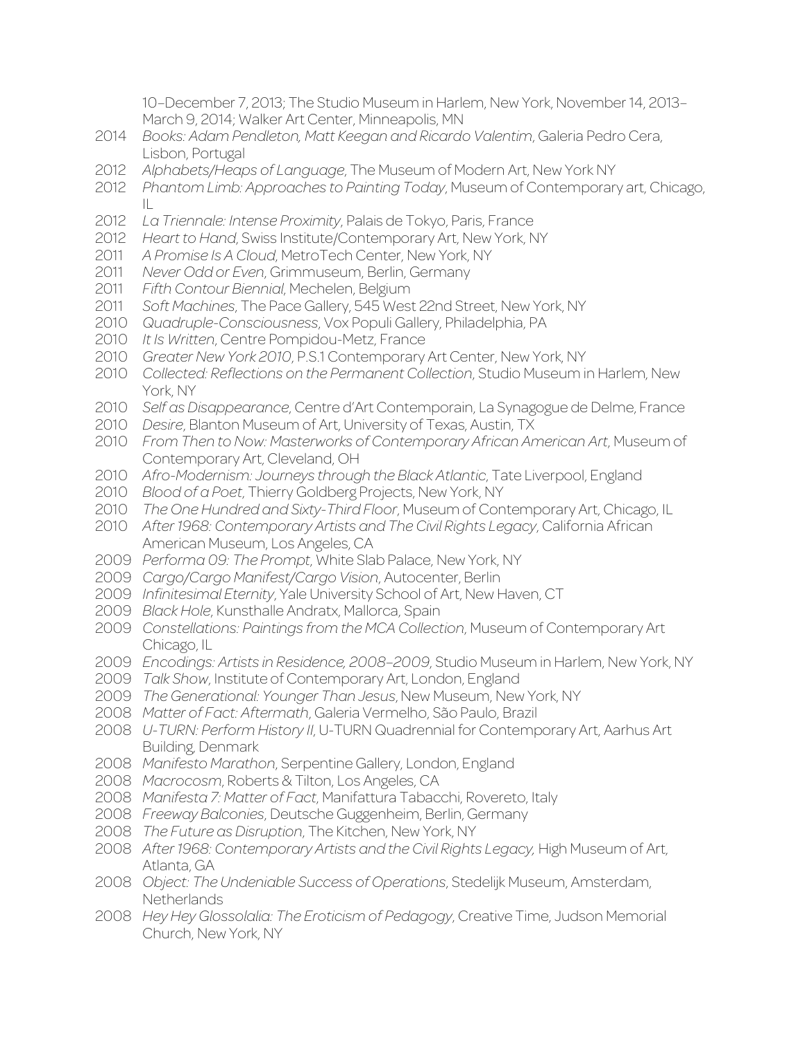10–December 7, 2013; The Studio Museum in Harlem, New York, November 14, 2013–March 9, 2014; Walker Art Center, Minneapolis, MN

2014 *Books: Adam Pendleton, Matt Keegan and Ricardo Valentim*, Galeria Pedro Cera, Lisbon, Portugal

2012 *Alphabets/Heaps of Language*, The Museum of Modern Art, New York NY

2012 *Phantom Limb: Approaches to Painting Today*, Museum of Contemporary art, Chicago, IL

2012 *La Triennale: Intense Proximity*, Palais de Tokyo, Paris, France

2012 *Heart to Hand*, Swiss Institute/Contemporary Art, New York, NY

2011 *A Promise Is A Cloud*, MetroTech Center, New York, NY

2011 *Never Odd or Even*, Grimmuseum, Berlin, Germany

2011 *Fifth Contour Biennial*, Mechelen, Belgium

2011 *Soft Machines*, The Pace Gallery, 545 West 22nd Street, New York, NY

2010 *Quadruple-Consciousness*, Vox Populi Gallery, Philadelphia, PA

2010 *It Is Written*, Centre Pompidou-Metz, France

2010 *Greater New York 2010*, P.S.1 Contemporary Art Center, New York, NY

2010 *Collected: Reflections on the Permanent Collection*, Studio Museum in Harlem, New York, NY

2010 *Self as Disappearance*, Centre d'Art Contemporain, La Synagogue de Delme, France

2010 *Desire*, Blanton Museum of Art, University of Texas, Austin, TX

2010 *From Then to Now: Masterworks of Contemporary African American Art*, Museum of Contemporary Art, Cleveland, OH

2010 *Afro-Modernism: Journeys through the Black Atlantic*, Tate Liverpool, England

2010 *Blood of a Poet*, Thierry Goldberg Projects, New York, NY

2010 *The One Hundred and Sixty-Third Floor*, Museum of Contemporary Art, Chicago, IL

2010 *After 1968: Contemporary Artists and The Civil Rights Legacy*, California African American Museum, Los Angeles, CA

2009 *Performa 09: The Prompt*, White Slab Palace, New York, NY

2009 *Cargo/Cargo Manifest/Cargo Vision*, Autocenter, Berlin

2009 *Infinitesimal Eternity*, Yale University School of Art, New Haven, CT

2009 *Black Hole*, Kunsthalle Andratx, Mallorca, Spain

2009 *Constellations: Paintings from the MCA Collection*, Museum of Contemporary Art Chicago, IL

2009 *Encodings: Artists in Residence, 2008–2009*, Studio Museum in Harlem, New York, NY

2009 *Talk Show*, Institute of Contemporary Art, London, England

2009 *The Generational: Younger Than Jesus*, New Museum, New York, NY

2008 *Matter of Fact: Aftermath*, Galeria Vermelho, São Paulo, Brazil

2008 *U-TURN: Perform History II*, U-TURN Quadrennial for Contemporary Art, Aarhus Art Building, Denmark

2008 *Manifesto Marathon*, Serpentine Gallery, London, England

2008 *Macrocosm*, Roberts & Tilton, Los Angeles, CA

2008 *Manifesta 7: Matter of Fact*, Manifattura Tabacchi, Rovereto, Italy

2008 *Freeway Balconies*, Deutsche Guggenheim, Berlin, Germany

2008 *The Future as Disruption*, The Kitchen, New York, NY

2008 *After 1968: Contemporary Artists and the Civil Rights Legacy*, High Museum of Art, Atlanta, GA

2008 *Object: The Undeniable Success of Operations*, Stedelijk Museum, Amsterdam, Netherlands

2008 *Hey Hey Glossolalia: The Eroticism of Pedagogy*, Creative Time, Judson Memorial Church, New York, NY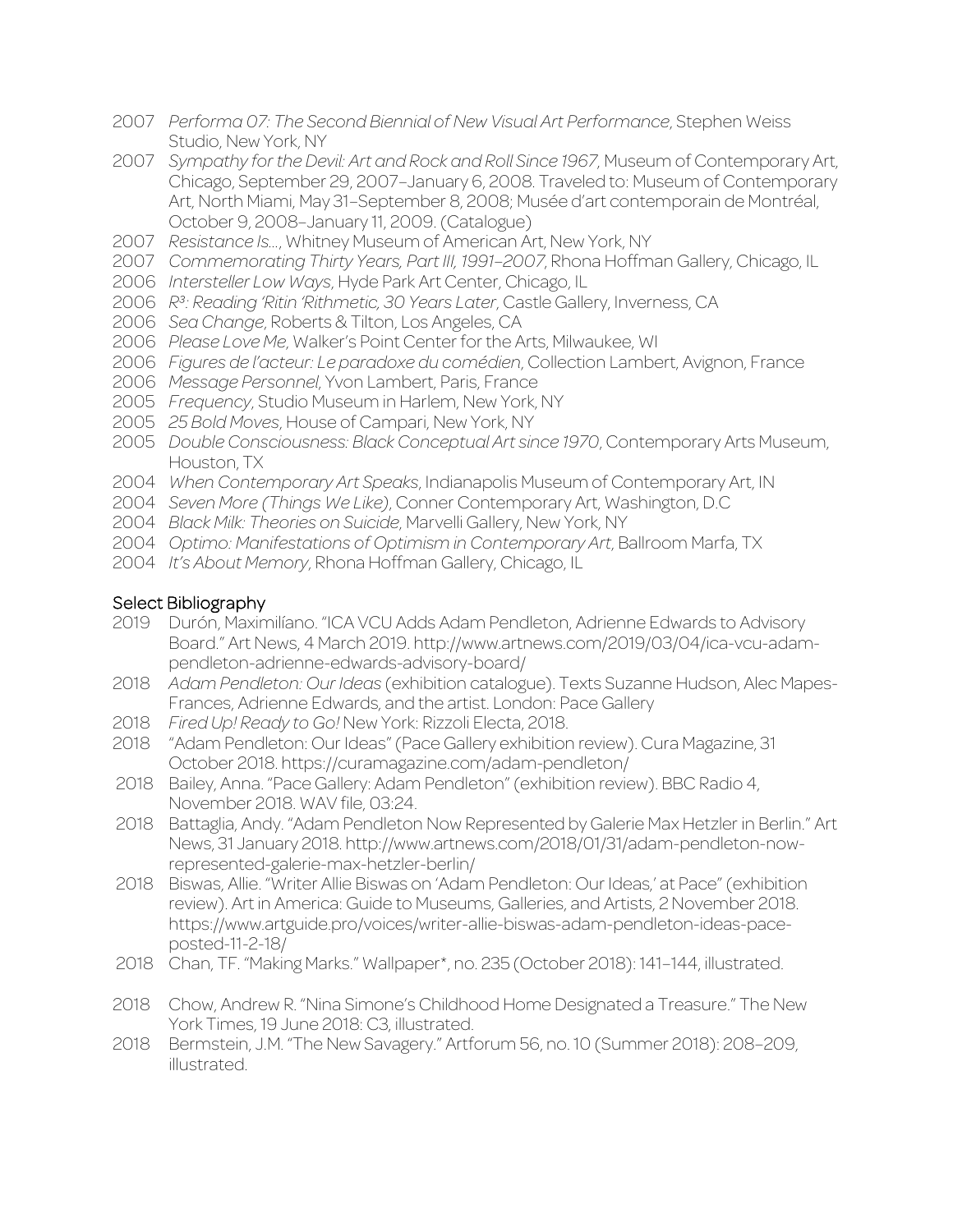2007 *Performa 07: The Second Biennial of New Visual Art Performance*, Stephen Weiss Studio, New York, NY

2007 *Sympathy for the Devil: Art and Rock and Roll Since 1967*, Museum of Contemporary Art, Chicago, September 29, 2007–January 6, 2008. Traveled to: Museum of Contemporary Art, North Miami, May 31–September 8, 2008; Musée d'art contemporain de Montréal, October 9, 2008–January 11, 2009. (Catalogue)

2007 *Resistance Is…*, Whitney Museum of American Art, New York, NY

2007 *Commemorating Thirty Years, Part III, 1991–2007*, Rhona Hoffman Gallery, Chicago, IL

2006 *Intersteller Low Ways*, Hyde Park Art Center, Chicago, IL

2006 *R³: Reading 'Ritin 'Rithmetic, 30 Years Later*, Castle Gallery, Inverness, CA

2006 *Sea Change*, Roberts & Tilton, Los Angeles, CA

2006 *Please Love Me*, Walker's Point Center for the Arts, Milwaukee, WI

2006 *Figures de l'acteur: Le paradoxe du comédien*, Collection Lambert, Avignon, France

2006 *Message Personnel*, Yvon Lambert, Paris, France

2005 *Frequency*, Studio Museum in Harlem, New York, NY

2005 *25 Bold Moves*, House of Campari, New York, NY

2005 *Double Consciousness: Black Conceptual Art since 1970*, Contemporary Arts Museum, Houston, TX

2004 *When Contemporary Art Speaks*, Indianapolis Museum of Contemporary Art, IN

2004 *Seven More (Things We Like)*, Conner Contemporary Art, Washington, D.C

2004 *Black Milk: Theories on Suicide*, Marvelli Gallery, New York, NY

2004 *Optimo: Manifestations of Optimism in Contemporary Art*, Ballroom Marfa, TX

2004 *It's About Memory*, Rhona Hoffman Gallery, Chicago, IL

## Select Bibliography

2019 Durón, Maximilíano. "ICA VCU Adds Adam Pendleton, Adrienne Edwards to Advisory Board." Art News, 4 March 2019. http://www.artnews.com/2019/03/04/ica-vcu-adam-pendleton-adrienne-edwards-advisory-board/

2018 *Adam Pendleton: Our Ideas* (exhibition catalogue). Texts Suzanne Hudson, Alec Mapes-Frances, Adrienne Edwards, and the artist. London: Pace Gallery

2018 *Fired Up! Ready to Go!* New York: Rizzoli Electa, 2018.

2018 "Adam Pendleton: Our Ideas" (Pace Gallery exhibition review). Cura Magazine, 31 October 2018. https://curamagazine.com/adam-pendleton/

2018 Bailey, Anna. "Pace Gallery: Adam Pendleton" (exhibition review). BBC Radio 4, November 2018. WAV file, 03:24.

2018 Battaglia, Andy. "Adam Pendleton Now Represented by Galerie Max Hetzler in Berlin." Art News, 31 January 2018. http://www.artnews.com/2018/01/31/adam-pendleton-now-represented-galerie-max-hetzler-berlin/

2018 Biswas, Allie. "Writer Allie Biswas on 'Adam Pendleton: Our Ideas,' at Pace" (exhibition review). Art in America: Guide to Museums, Galleries, and Artists, 2 November 2018. https://www.artguide.pro/voices/writer-allie-biswas-adam-pendleton-ideas-pace-posted-11-2-18/

2018 Chan, TF. "Making Marks." Wallpaper*, no. 235 (October 2018): 141–144, illustrated.

2018 Chow, Andrew R. "Nina Simone's Childhood Home Designated a Treasure." The New York Times, 19 June 2018: C3, illustrated.

2018 Bermstein, J.M. "The New Savagery." Artforum 56, no. 10 (Summer 2018): 208–209, illustrated.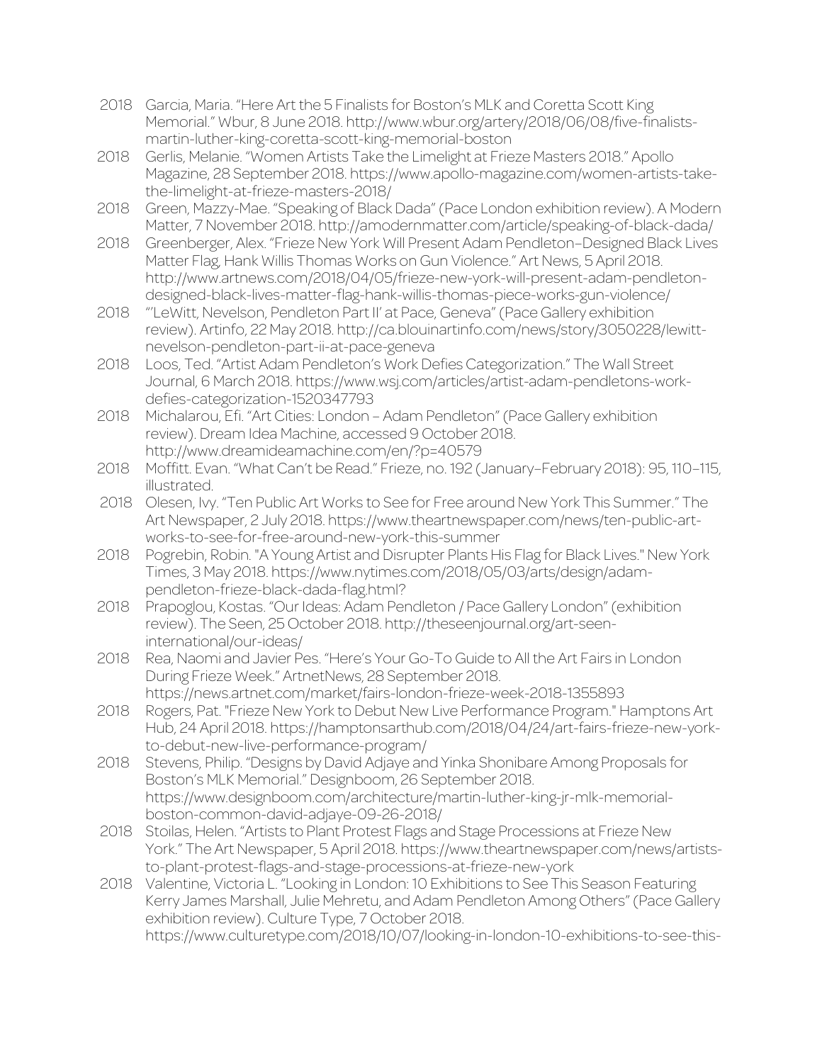2018 Garcia, Maria. "Here Art the 5 Finalists for Boston's MLK and Coretta Scott King Memorial." Wbur, 8 June 2018. http://www.wbur.org/artery/2018/06/08/five-finalists-martin-luther-king-coretta-scott-king-memorial-boston

2018 Gerlis, Melanie. "Women Artists Take the Limelight at Frieze Masters 2018." Apollo Magazine, 28 September 2018. https://www.apollo-magazine.com/women-artists-take-the-limelight-at-frieze-masters-2018/

2018 Green, Mazzy-Mae. "Speaking of Black Dada" (Pace London exhibition review). A Modern Matter, 7 November 2018. http://amodernmatter.com/article/speaking-of-black-dada/

2018 Greenberger, Alex. "Frieze New York Will Present Adam Pendleton–Designed Black Lives Matter Flag, Hank Willis Thomas Works on Gun Violence." Art News, 5 April 2018. http://www.artnews.com/2018/04/05/frieze-new-york-will-present-adam-pendleton-designed-black-lives-matter-flag-hank-willis-thomas-piece-works-gun-violence/

2018 "'LeWitt, Nevelson, Pendleton Part II' at Pace, Geneva" (Pace Gallery exhibition review). Artinfo, 22 May 2018. http://ca.blouinartinfo.com/news/story/3050228/lewitt-nevelson-pendleton-part-ii-at-pace-geneva

2018 Loos, Ted. "Artist Adam Pendleton's Work Defies Categorization." The Wall Street Journal, 6 March 2018. https://www.wsj.com/articles/artist-adam-pendletons-work-defies-categorization-1520347793

2018 Michalarou, Efi. "Art Cities: London – Adam Pendleton" (Pace Gallery exhibition review). Dream Idea Machine, accessed 9 October 2018. http://www.dreamideamachine.com/en/?p=40579

2018 Moffitt. Evan. "What Can't be Read." Frieze, no. 192 (January–February 2018): 95, 110–115, illustrated.

2018 Olesen, Ivy. "Ten Public Art Works to See for Free around New York This Summer." The Art Newspaper, 2 July 2018. https://www.theartnewspaper.com/news/ten-public-art-works-to-see-for-free-around-new-york-this-summer

2018 Pogrebin, Robin. "A Young Artist and Disrupter Plants His Flag for Black Lives." New York Times, 3 May 2018. https://www.nytimes.com/2018/05/03/arts/design/adam-pendleton-frieze-black-dada-flag.html?

2018 Prapoglou, Kostas. "Our Ideas: Adam Pendleton / Pace Gallery London" (exhibition review). The Seen, 25 October 2018. http://theseenjournal.org/art-seen-international/our-ideas/

2018 Rea, Naomi and Javier Pes. "Here's Your Go-To Guide to All the Art Fairs in London During Frieze Week." ArtnetNews, 28 September 2018. https://news.artnet.com/market/fairs-london-frieze-week-2018-1355893

2018 Rogers, Pat. "Frieze New York to Debut New Live Performance Program." Hamptons Art Hub, 24 April 2018. https://hamptonsarthub.com/2018/04/24/art-fairs-frieze-new-york-to-debut-new-live-performance-program/

2018 Stevens, Philip. "Designs by David Adjaye and Yinka Shonibare Among Proposals for Boston's MLK Memorial." Designboom, 26 September 2018. https://www.designboom.com/architecture/martin-luther-king-jr-mlk-memorial-boston-common-david-adjaye-09-26-2018/

2018 Stoilas, Helen. "Artists to Plant Protest Flags and Stage Processions at Frieze New York." The Art Newspaper, 5 April 2018. https://www.theartnewspaper.com/news/artists-to-plant-protest-flags-and-stage-processions-at-frieze-new-york

2018 Valentine, Victoria L. "Looking in London: 10 Exhibitions to See This Season Featuring Kerry James Marshall, Julie Mehretu, and Adam Pendleton Among Others" (Pace Gallery exhibition review). Culture Type, 7 October 2018. https://www.culturetype.com/2018/10/07/looking-in-london-10-exhibitions-to-see-this-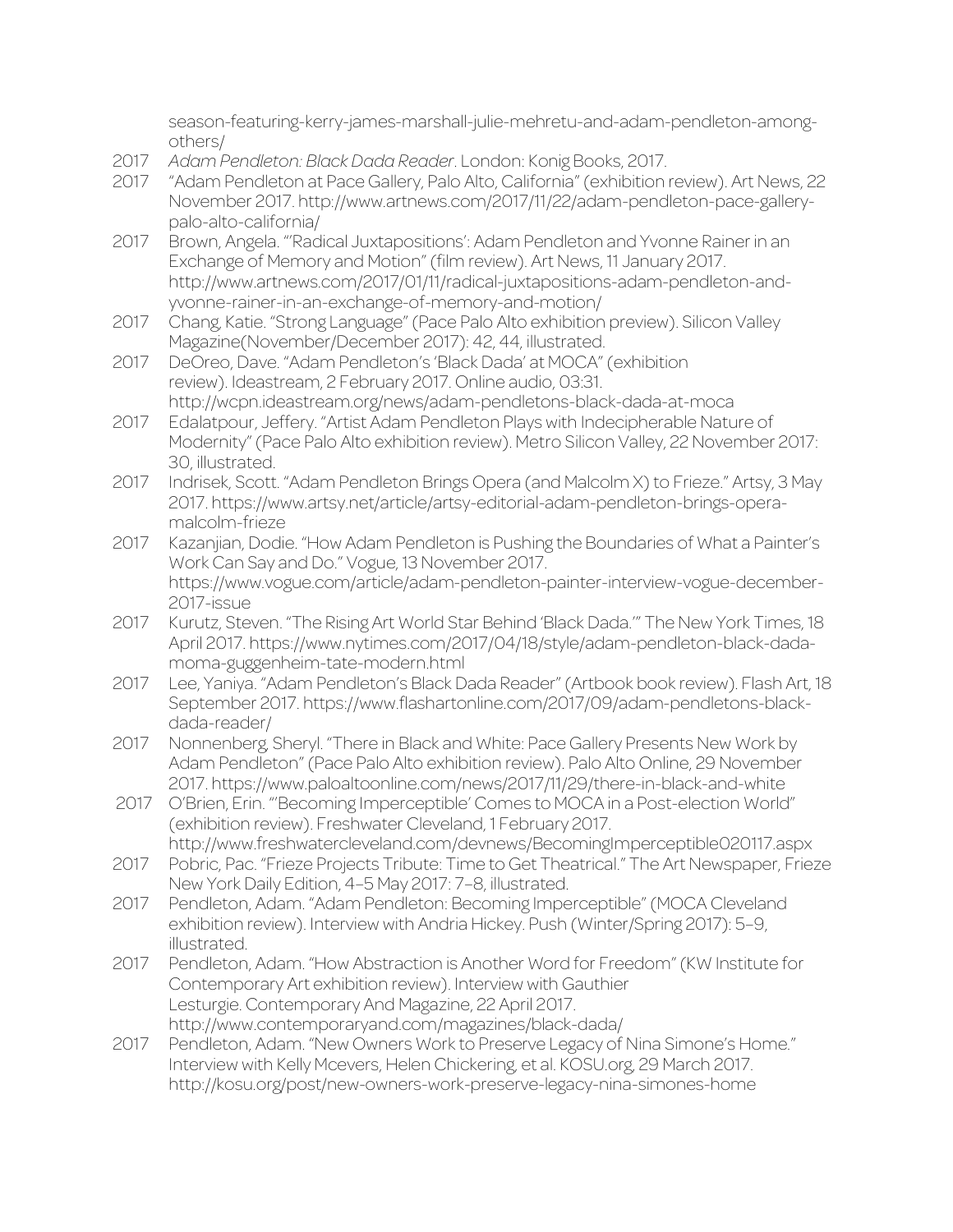season-featuring-kerry-james-marshall-julie-mehretu-and-adam-pendleton-among-others/

2017 *Adam Pendleton: Black Dada Reader*. London: Konig Books, 2017.

2017 "Adam Pendleton at Pace Gallery, Palo Alto, California" (exhibition review). Art News, 22 November 2017. http://www.artnews.com/2017/11/22/adam-pendleton-pace-gallery-palo-alto-california/

2017 Brown, Angela. "'Radical Juxtapositions': Adam Pendleton and Yvonne Rainer in an Exchange of Memory and Motion" (film review). Art News, 11 January 2017. http://www.artnews.com/2017/01/11/radical-juxtapositions-adam-pendleton-and-yvonne-rainer-in-an-exchange-of-memory-and-motion/

2017 Chang, Katie. "Strong Language" (Pace Palo Alto exhibition preview). Silicon Valley Magazine(November/December 2017): 42, 44, illustrated.

2017 DeOreo, Dave. "Adam Pendleton's 'Black Dada' at MOCA" (exhibition review). Ideastream, 2 February 2017. Online audio, 03:31. http://wcpn.ideastream.org/news/adam-pendletons-black-dada-at-moca

2017 Edalatpour, Jeffery. "Artist Adam Pendleton Plays with Indecipherable Nature of Modernity" (Pace Palo Alto exhibition review). Metro Silicon Valley, 22 November 2017: 30, illustrated.

2017 Indrisek, Scott. "Adam Pendleton Brings Opera (and Malcolm X) to Frieze." Artsy, 3 May 2017. https://www.artsy.net/article/artsy-editorial-adam-pendleton-brings-opera-malcolm-frieze

2017 Kazanjian, Dodie. "How Adam Pendleton is Pushing the Boundaries of What a Painter's Work Can Say and Do." Vogue, 13 November 2017. https://www.vogue.com/article/adam-pendleton-painter-interview-vogue-december-2017-issue

2017 Kurutz, Steven. "The Rising Art World Star Behind 'Black Dada.'" The New York Times, 18 April 2017. https://www.nytimes.com/2017/04/18/style/adam-pendleton-black-dada-moma-guggenheim-tate-modern.html

2017 Lee, Yaniya. "Adam Pendleton's Black Dada Reader" (Artbook book review). Flash Art, 18 September 2017. https://www.flashartonline.com/2017/09/adam-pendletons-black-dada-reader/

2017 Nonnenberg, Sheryl. "There in Black and White: Pace Gallery Presents New Work by Adam Pendleton" (Pace Palo Alto exhibition review). Palo Alto Online, 29 November 2017. https://www.paloaltoonline.com/news/2017/11/29/there-in-black-and-white

2017 O'Brien, Erin. "'Becoming Imperceptible' Comes to MOCA in a Post-election World" (exhibition review). Freshwater Cleveland, 1 February 2017. http://www.freshwatercleveland.com/devnews/BecomingImperceptible020117.aspx

2017 Pobric, Pac. "Frieze Projects Tribute: Time to Get Theatrical." The Art Newspaper, Frieze New York Daily Edition, 4–5 May 2017: 7–8, illustrated.

2017 Pendleton, Adam. "Adam Pendleton: Becoming Imperceptible" (MOCA Cleveland exhibition review). Interview with Andria Hickey. Push (Winter/Spring 2017): 5–9, illustrated.

2017 Pendleton, Adam. "How Abstraction is Another Word for Freedom" (KW Institute for Contemporary Art exhibition review). Interview with Gauthier Lesturgie. Contemporary And Magazine, 22 April 2017. http://www.contemporaryand.com/magazines/black-dada/

2017 Pendleton, Adam. "New Owners Work to Preserve Legacy of Nina Simone's Home." Interview with Kelly Mcevers, Helen Chickering, et al. KOSU.org, 29 March 2017. http://kosu.org/post/new-owners-work-preserve-legacy-nina-simones-home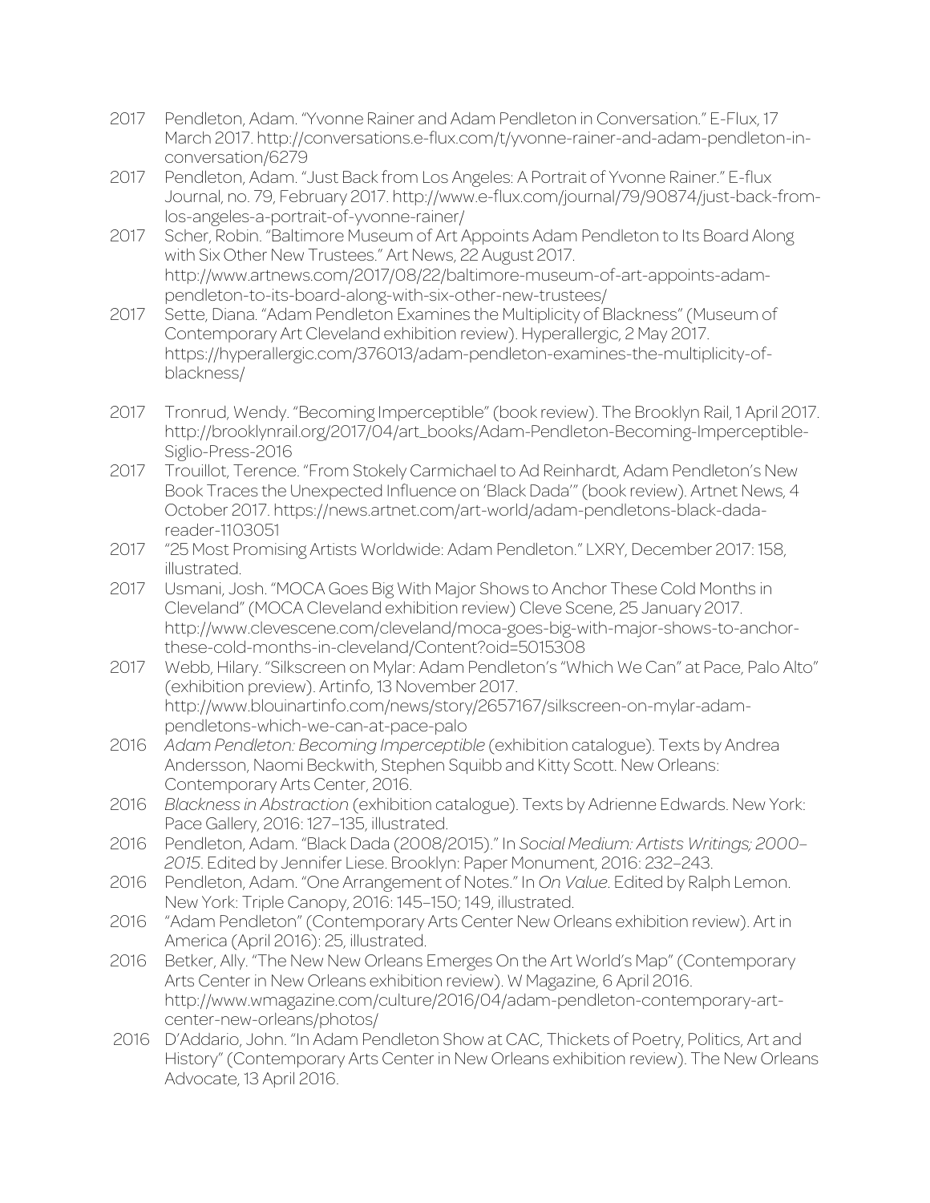2017 Pendleton, Adam. "Yvonne Rainer and Adam Pendleton in Conversation." E-Flux, 17 March 2017. http://conversations.e-flux.com/t/yvonne-rainer-and-adam-pendleton-in-conversation/6279

2017 Pendleton, Adam. "Just Back from Los Angeles: A Portrait of Yvonne Rainer." E-flux Journal, no. 79, February 2017. http://www.e-flux.com/journal/79/90874/just-back-from-los-angeles-a-portrait-of-yvonne-rainer/

2017 Scher, Robin. "Baltimore Museum of Art Appoints Adam Pendleton to Its Board Along with Six Other New Trustees." Art News, 22 August 2017. http://www.artnews.com/2017/08/22/baltimore-museum-of-art-appoints-adam-pendleton-to-its-board-along-with-six-other-new-trustees/

2017 Sette, Diana. "Adam Pendleton Examines the Multiplicity of Blackness" (Museum of Contemporary Art Cleveland exhibition review). Hyperallergic, 2 May 2017. https://hyperallergic.com/376013/adam-pendleton-examines-the-multiplicity-of-blackness/

2017 Tronrud, Wendy. "Becoming Imperceptible" (book review). The Brooklyn Rail, 1 April 2017. http://brooklynrail.org/2017/04/art_books/Adam-Pendleton-Becoming-Imperceptible-Siglio-Press-2016

2017 Trouillot, Terence. "From Stokely Carmichael to Ad Reinhardt, Adam Pendleton's New Book Traces the Unexpected Influence on 'Black Dada'" (book review). Artnet News, 4 October 2017. https://news.artnet.com/art-world/adam-pendletons-black-dada-reader-1103051

2017 "25 Most Promising Artists Worldwide: Adam Pendleton." LXRY, December 2017: 158, illustrated.

2017 Usmani, Josh. "MOCA Goes Big With Major Shows to Anchor These Cold Months in Cleveland" (MOCA Cleveland exhibition review) Cleve Scene, 25 January 2017. http://www.clevescene.com/cleveland/moca-goes-big-with-major-shows-to-anchor-these-cold-months-in-cleveland/Content?oid=5015308

2017 Webb, Hilary. "Silkscreen on Mylar: Adam Pendleton's "Which We Can" at Pace, Palo Alto" (exhibition preview). Artinfo, 13 November 2017. http://www.blouinartinfo.com/news/story/2657167/silkscreen-on-mylar-adam-pendletons-which-we-can-at-pace-palo

2016 *Adam Pendleton: Becoming Imperceptible* (exhibition catalogue). Texts by Andrea Andersson, Naomi Beckwith, Stephen Squibb and Kitty Scott. New Orleans: Contemporary Arts Center, 2016.

2016 *Blackness in Abstraction* (exhibition catalogue). Texts by Adrienne Edwards. New York: Pace Gallery, 2016: 127–135, illustrated.

2016 Pendleton, Adam. "Black Dada (2008/2015)." In *Social Medium: Artists Writings; 2000–2015*. Edited by Jennifer Liese. Brooklyn: Paper Monument, 2016: 232–243.

2016 Pendleton, Adam. "One Arrangement of Notes." In *On Value*. Edited by Ralph Lemon. New York: Triple Canopy, 2016: 145–150; 149, illustrated.

2016 "Adam Pendleton" (Contemporary Arts Center New Orleans exhibition review). Art in America (April 2016): 25, illustrated.

2016 Betker, Ally. "The New New Orleans Emerges On the Art World's Map" (Contemporary Arts Center in New Orleans exhibition review). W Magazine, 6 April 2016. http://www.wmagazine.com/culture/2016/04/adam-pendleton-contemporary-art-center-new-orleans/photos/

2016 D'Addario, John. "In Adam Pendleton Show at CAC, Thickets of Poetry, Politics, Art and History" (Contemporary Arts Center in New Orleans exhibition review). The New Orleans Advocate, 13 April 2016.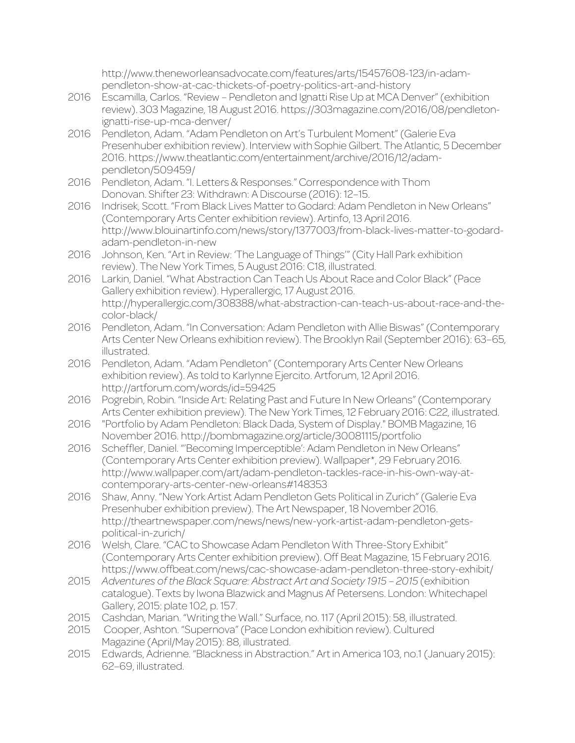http://www.theneworleansadvocate.com/features/arts/15457608-123/in-adam-pendleton-show-at-cac-thickets-of-poetry-politics-art-and-history

2016 Escamilla, Carlos. "Review – Pendleton and Ignatti Rise Up at MCA Denver" (exhibition review). 303 Magazine, 18 August 2016. https://303magazine.com/2016/08/pendleton-ignatti-rise-up-mca-denver/

2016 Pendleton, Adam. "Adam Pendleton on Art's Turbulent Moment" (Galerie Eva Presenhuber exhibition review). Interview with Sophie Gilbert. The Atlantic, 5 December 2016. https://www.theatlantic.com/entertainment/archive/2016/12/adam-pendleton/509459/

2016 Pendleton, Adam. "I. Letters & Responses." Correspondence with Thom Donovan. Shifter 23: Withdrawn: A Discourse (2016): 12–15.

2016 Indrisek, Scott. "From Black Lives Matter to Godard: Adam Pendleton in New Orleans" (Contemporary Arts Center exhibition review). Artinfo, 13 April 2016. http://www.blouinartinfo.com/news/story/1377003/from-black-lives-matter-to-godard-adam-pendleton-in-new

2016 Johnson, Ken. "Art in Review: 'The Language of Things'" (City Hall Park exhibition review). The New York Times, 5 August 2016: C18, illustrated.

2016 Larkin, Daniel. "What Abstraction Can Teach Us About Race and Color Black" (Pace Gallery exhibition review). Hyperallergic, 17 August 2016. http://hyperallergic.com/308388/what-abstraction-can-teach-us-about-race-and-the-color-black/

2016 Pendleton, Adam. "In Conversation: Adam Pendleton with Allie Biswas" (Contemporary Arts Center New Orleans exhibition review). The Brooklyn Rail (September 2016): 63–65, illustrated.

2016 Pendleton, Adam. "Adam Pendleton" (Contemporary Arts Center New Orleans exhibition review). As told to Karlynne Ejercito. Artforum, 12 April 2016. http://artforum.com/words/id=59425

2016 Pogrebin, Robin. "Inside Art: Relating Past and Future In New Orleans" (Contemporary Arts Center exhibition preview). The New York Times, 12 February 2016: C22, illustrated.

2016 "Portfolio by Adam Pendleton: Black Dada, System of Display." BOMB Magazine, 16 November 2016. http://bombmagazine.org/article/30081115/portfolio

2016 Scheffler, Daniel. "'Becoming Imperceptible': Adam Pendleton in New Orleans" (Contemporary Arts Center exhibition preview). Wallpaper*, 29 February 2016. http://www.wallpaper.com/art/adam-pendleton-tackles-race-in-his-own-way-at-contemporary-arts-center-new-orleans#148353

2016 Shaw, Anny. "New York Artist Adam Pendleton Gets Political in Zurich" (Galerie Eva Presenhuber exhibition preview). The Art Newspaper, 18 November 2016. http://theartnewspaper.com/news/news/new-york-artist-adam-pendleton-gets-political-in-zurich/

2016 Welsh, Clare. "CAC to Showcase Adam Pendleton With Three-Story Exhibit" (Contemporary Arts Center exhibition preview). Off Beat Magazine, 15 February 2016. https://www.offbeat.com/news/cac-showcase-adam-pendleton-three-story-exhibit/

2015 *Adventures of the Black Square: Abstract Art and Society 1915 – 2015* (exhibition catalogue). Texts by Iwona Blazwick and Magnus Af Petersens. London: Whitechapel Gallery, 2015: plate 102, p. 157.

2015 Cashdan, Marian. "Writing the Wall." Surface, no. 117 (April 2015): 58, illustrated.

2015 Cooper, Ashton. "Supernova" (Pace London exhibition review). Cultured Magazine (April/May 2015): 88, illustrated.

2015 Edwards, Adrienne. "Blackness in Abstraction." Art in America 103, no.1 (January 2015): 62–69, illustrated.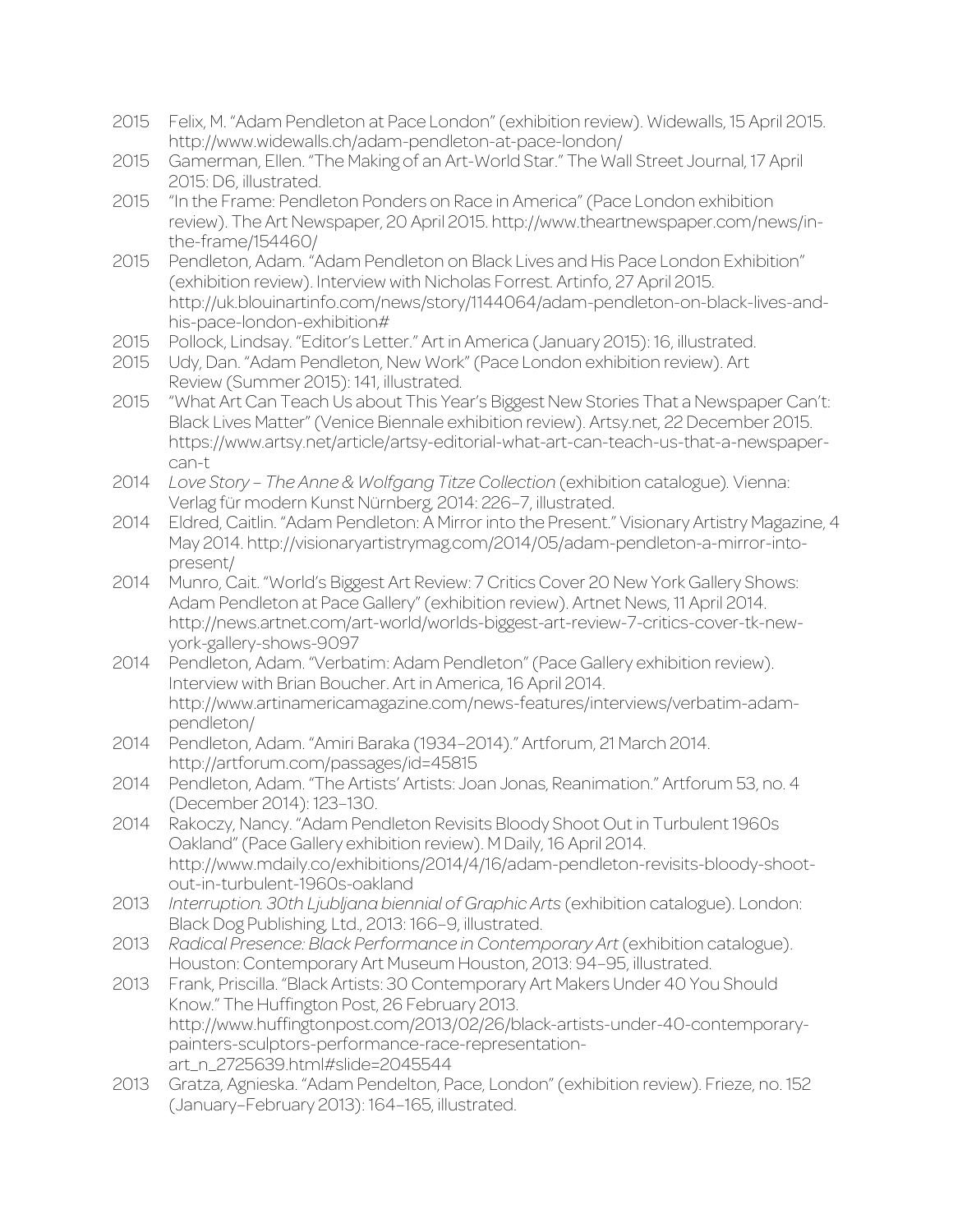2015 Felix, M. "Adam Pendleton at Pace London" (exhibition review). Widewalls, 15 April 2015. http://www.widewalls.ch/adam-pendleton-at-pace-london/

2015 Gamerman, Ellen. "The Making of an Art-World Star." The Wall Street Journal, 17 April 2015: D6, illustrated.

2015 "In the Frame: Pendleton Ponders on Race in America" (Pace London exhibition review). The Art Newspaper, 20 April 2015. http://www.theartnewspaper.com/news/in-the-frame/154460/

2015 Pendleton, Adam. "Adam Pendleton on Black Lives and His Pace London Exhibition" (exhibition review). Interview with Nicholas Forrest. Artinfo, 27 April 2015. http://uk.blouinartinfo.com/news/story/1144064/adam-pendleton-on-black-lives-and-his-pace-london-exhibition#

2015 Pollock, Lindsay. "Editor's Letter." Art in America (January 2015): 16, illustrated.

2015 Udy, Dan. "Adam Pendleton, New Work" (Pace London exhibition review). Art Review (Summer 2015): 141, illustrated.

2015 "What Art Can Teach Us about This Year's Biggest New Stories That a Newspaper Can't: Black Lives Matter" (Venice Biennale exhibition review). Artsy.net, 22 December 2015. https://www.artsy.net/article/artsy-editorial-what-art-can-teach-us-that-a-newspaper-can-t

2014 *Love Story – The Anne & Wolfgang Titze Collection* (exhibition catalogue). Vienna: Verlag für modern Kunst Nürnberg, 2014: 226–7, illustrated.

2014 Eldred, Caitlin. "Adam Pendleton: A Mirror into the Present." Visionary Artistry Magazine, 4 May 2014. http://visionaryartistrymag.com/2014/05/adam-pendleton-a-mirror-into-present/

2014 Munro, Cait. "World's Biggest Art Review: 7 Critics Cover 20 New York Gallery Shows: Adam Pendleton at Pace Gallery" (exhibition review). Artnet News, 11 April 2014. http://news.artnet.com/art-world/worlds-biggest-art-review-7-critics-cover-tk-new-york-gallery-shows-9097

2014 Pendleton, Adam. "Verbatim: Adam Pendleton" (Pace Gallery exhibition review). Interview with Brian Boucher. Art in America, 16 April 2014. http://www.artinamericamagazine.com/news-features/interviews/verbatim-adam-pendleton/

2014 Pendleton, Adam. "Amiri Baraka (1934–2014)." Artforum, 21 March 2014. http://artforum.com/passages/id=45815

2014 Pendleton, Adam. "The Artists' Artists: Joan Jonas, Reanimation." Artforum 53, no. 4 (December 2014): 123–130.

2014 Rakoczy, Nancy. "Adam Pendleton Revisits Bloody Shoot Out in Turbulent 1960s Oakland" (Pace Gallery exhibition review). M Daily, 16 April 2014. http://www.mdaily.co/exhibitions/2014/4/16/adam-pendleton-revisits-bloody-shoot-out-in-turbulent-1960s-oakland

2013 *Interruption. 30th Ljubljana biennial of Graphic Arts* (exhibition catalogue). London: Black Dog Publishing, Ltd., 2013: 166–9, illustrated.

2013 *Radical Presence: Black Performance in Contemporary Art* (exhibition catalogue). Houston: Contemporary Art Museum Houston, 2013: 94–95, illustrated.

2013 Frank, Priscilla. "Black Artists: 30 Contemporary Art Makers Under 40 You Should Know." The Huffington Post, 26 February 2013. http://www.huffingtonpost.com/2013/02/26/black-artists-under-40-contemporary-painters-sculptors-performance-race-representation-art_n_2725639.html#slide=2045544

2013 Gratza, Agnieska. "Adam Pendelton, Pace, London" (exhibition review). Frieze, no. 152 (January–February 2013): 164–165, illustrated.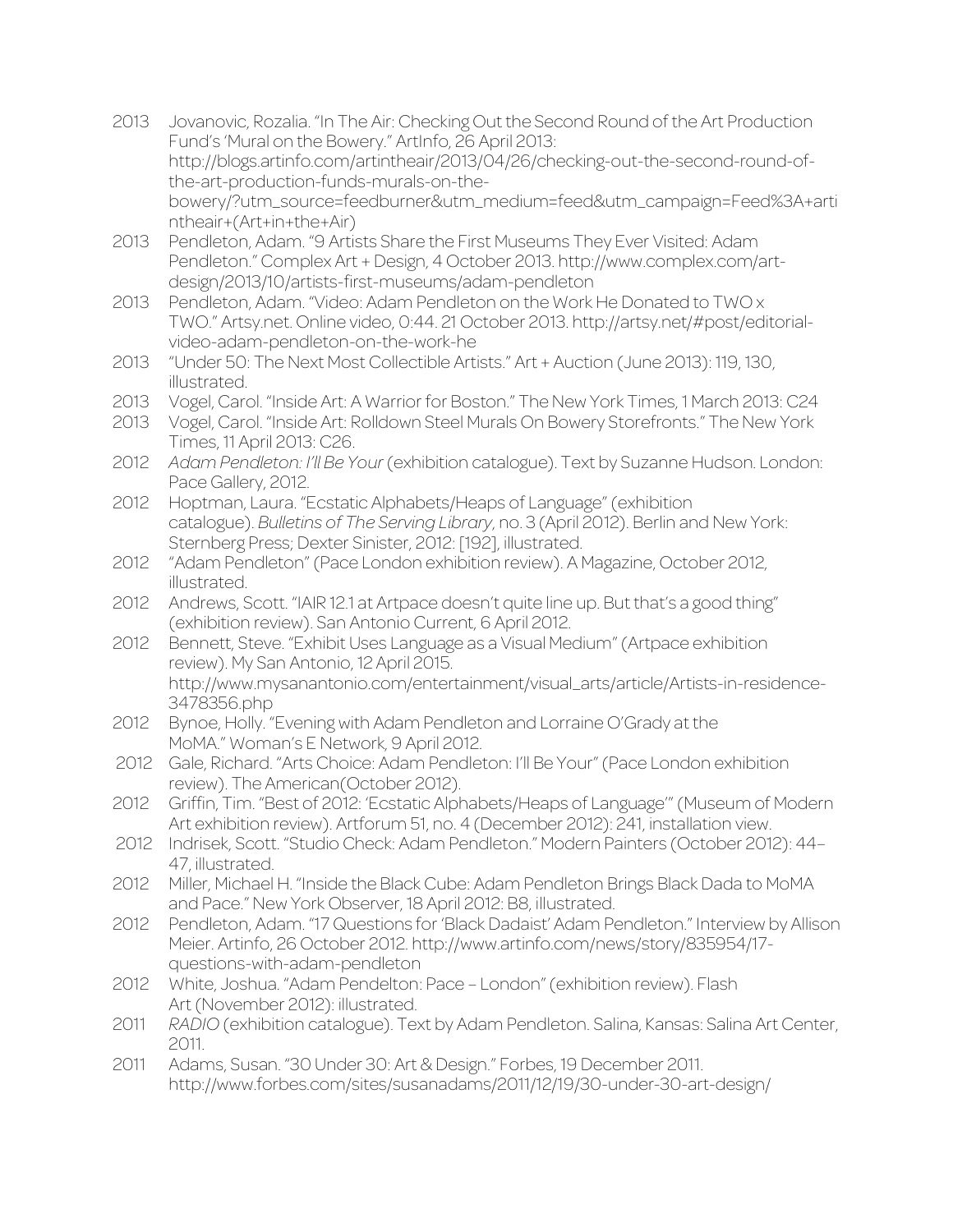2013 Jovanovic, Rozalia. "In The Air: Checking Out the Second Round of the Art Production Fund's 'Mural on the Bowery." ArtInfo, 26 April 2013: http://blogs.artinfo.com/artintheair/2013/04/26/checking-out-the-second-round-of-the-art-production-funds-murals-on-the-bowery/?utm_source=feedburner&utm_medium=feed&utm_campaign=Feed%3A+artintheair+(Art+in+the+Air)

2013 Pendleton, Adam. "9 Artists Share the First Museums They Ever Visited: Adam Pendleton." Complex Art + Design, 4 October 2013. http://www.complex.com/art-design/2013/10/artists-first-museums/adam-pendleton

2013 Pendleton, Adam. "Video: Adam Pendleton on the Work He Donated to TWO x TWO." Artsy.net. Online video, 0:44. 21 October 2013. http://artsy.net/#post/editorial-video-adam-pendleton-on-the-work-he

2013 "Under 50: The Next Most Collectible Artists." Art + Auction (June 2013): 119, 130, illustrated.

2013 Vogel, Carol. "Inside Art: A Warrior for Boston." The New York Times, 1 March 2013: C24

2013 Vogel, Carol. "Inside Art: Rolldown Steel Murals On Bowery Storefronts." The New York Times, 11 April 2013: C26.

2012 *Adam Pendleton: I'll Be Your* (exhibition catalogue). Text by Suzanne Hudson. London: Pace Gallery, 2012.

2012 Hoptman, Laura. "Ecstatic Alphabets/Heaps of Language" (exhibition catalogue). *Bulletins of The Serving Library*, no. 3 (April 2012). Berlin and New York: Sternberg Press; Dexter Sinister, 2012: [192], illustrated.

2012 "Adam Pendleton" (Pace London exhibition review). A Magazine, October 2012, illustrated.

2012 Andrews, Scott. "IAIR 12.1 at Artpace doesn't quite line up. But that's a good thing" (exhibition review). San Antonio Current, 6 April 2012.

2012 Bennett, Steve. "Exhibit Uses Language as a Visual Medium" (Artpace exhibition review). My San Antonio, 12 April 2015. http://www.mysanantonio.com/entertainment/visual_arts/article/Artists-in-residence-3478356.php

2012 Bynoe, Holly. "Evening with Adam Pendleton and Lorraine O'Grady at the MoMA." Woman's E Network, 9 April 2012.

2012 Gale, Richard. "Arts Choice: Adam Pendleton: I'll Be Your" (Pace London exhibition review). The American(October 2012).

2012 Griffin, Tim. "Best of 2012: 'Ecstatic Alphabets/Heaps of Language'" (Museum of Modern Art exhibition review). Artforum 51, no. 4 (December 2012): 241, installation view.

2012 Indrisek, Scott. "Studio Check: Adam Pendleton." Modern Painters (October 2012): 44–47, illustrated.

2012 Miller, Michael H. "Inside the Black Cube: Adam Pendleton Brings Black Dada to MoMA and Pace." New York Observer, 18 April 2012: B8, illustrated.

2012 Pendleton, Adam. "17 Questions for 'Black Dadaist' Adam Pendleton." Interview by Allison Meier. Artinfo, 26 October 2012. http://www.artinfo.com/news/story/835954/17-questions-with-adam-pendleton

2012 White, Joshua. "Adam Pendelton: Pace – London" (exhibition review). Flash Art (November 2012): illustrated.

2011 *RADIO* (exhibition catalogue). Text by Adam Pendleton. Salina, Kansas: Salina Art Center, 2011.

2011 Adams, Susan. "30 Under 30: Art & Design." Forbes, 19 December 2011. http://www.forbes.com/sites/susanadams/2011/12/19/30-under-30-art-design/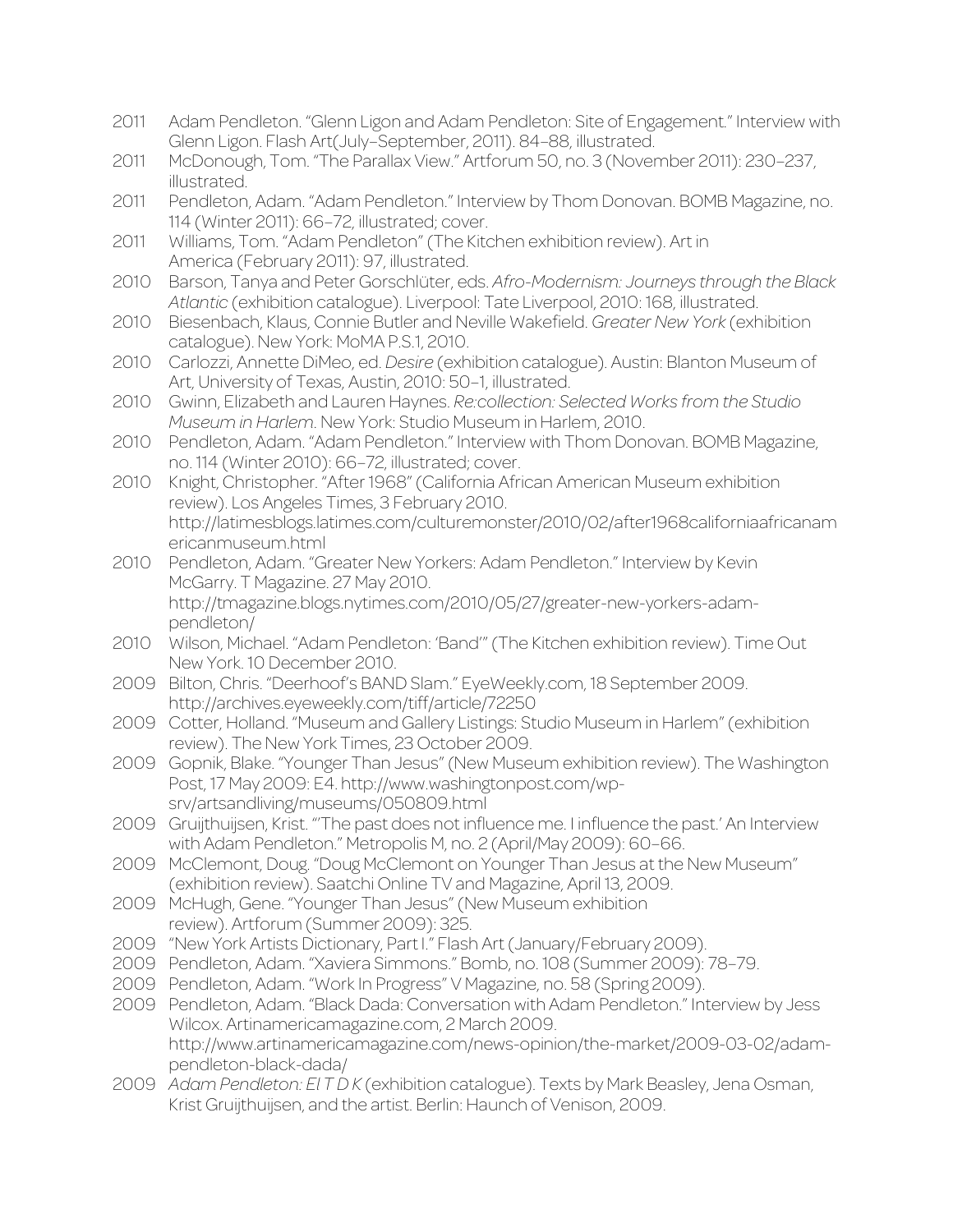2011 Adam Pendleton. "Glenn Ligon and Adam Pendleton: Site of Engagement." Interview with Glenn Ligon. Flash Art(July–September, 2011). 84–88, illustrated.

2011 McDonough, Tom. "The Parallax View." Artforum 50, no. 3 (November 2011): 230–237, illustrated.

2011 Pendleton, Adam. "Adam Pendleton." Interview by Thom Donovan. BOMB Magazine, no. 114 (Winter 2011): 66–72, illustrated; cover.

2011 Williams, Tom. "Adam Pendleton" (The Kitchen exhibition review). Art in America (February 2011): 97, illustrated.

2010 Barson, Tanya and Peter Gorschlüter, eds. *Afro-Modernism: Journeys through the Black Atlantic* (exhibition catalogue). Liverpool: Tate Liverpool, 2010: 168, illustrated.

2010 Biesenbach, Klaus, Connie Butler and Neville Wakefield. *Greater New York* (exhibition catalogue). New York: MoMA P.S.1, 2010.

2010 Carlozzi, Annette DiMeo, ed. *Desire* (exhibition catalogue). Austin: Blanton Museum of Art, University of Texas, Austin, 2010: 50–1, illustrated.

2010 Gwinn, Elizabeth and Lauren Haynes. *Re:collection: Selected Works from the Studio Museum in Harlem*. New York: Studio Museum in Harlem, 2010.

2010 Pendleton, Adam. "Adam Pendleton." Interview with Thom Donovan. BOMB Magazine, no. 114 (Winter 2010): 66–72, illustrated; cover.

2010 Knight, Christopher. "After 1968" (California African American Museum exhibition review). Los Angeles Times, 3 February 2010. http://latimesblogs.latimes.com/culturemonster/2010/02/after1968californiaafricanamericanmuseum.html

2010 Pendleton, Adam. "Greater New Yorkers: Adam Pendleton." Interview by Kevin McGarry. T Magazine. 27 May 2010. http://tmagazine.blogs.nytimes.com/2010/05/27/greater-new-yorkers-adam-pendleton/

2010 Wilson, Michael. "Adam Pendleton: 'Band'" (The Kitchen exhibition review). Time Out New York. 10 December 2010.

2009 Bilton, Chris. "Deerhoof's BAND Slam." EyeWeekly.com, 18 September 2009. http://archives.eyeweekly.com/tiff/article/72250

2009 Cotter, Holland. "Museum and Gallery Listings: Studio Museum in Harlem" (exhibition review). The New York Times, 23 October 2009.

2009 Gopnik, Blake. "Younger Than Jesus" (New Museum exhibition review). The Washington Post, 17 May 2009: E4. http://www.washingtonpost.com/wp-srv/artsandliving/museums/050809.html

2009 Gruijthuijsen, Krist. "'The past does not influence me. I influence the past.' An Interview with Adam Pendleton." Metropolis M, no. 2 (April/May 2009): 60–66.

2009 McClemont, Doug. "Doug McClemont on Younger Than Jesus at the New Museum" (exhibition review). Saatchi Online TV and Magazine, April 13, 2009.

2009 McHugh, Gene. "Younger Than Jesus" (New Museum exhibition review). Artforum (Summer 2009): 325.

2009 "New York Artists Dictionary, Part I." Flash Art (January/February 2009).

2009 Pendleton, Adam. "Xaviera Simmons." Bomb, no. 108 (Summer 2009): 78–79.

2009 Pendleton, Adam. "Work In Progress" V Magazine, no. 58 (Spring 2009).

2009 Pendleton, Adam. "Black Dada: Conversation with Adam Pendleton." Interview by Jess Wilcox. Artinamericamagazine.com, 2 March 2009. http://www.artinamericamagazine.com/news-opinion/the-market/2009-03-02/adam-pendleton-black-dada/

2009 *Adam Pendleton: El T D K* (exhibition catalogue). Texts by Mark Beasley, Jena Osman, Krist Gruijthuijsen, and the artist. Berlin: Haunch of Venison, 2009.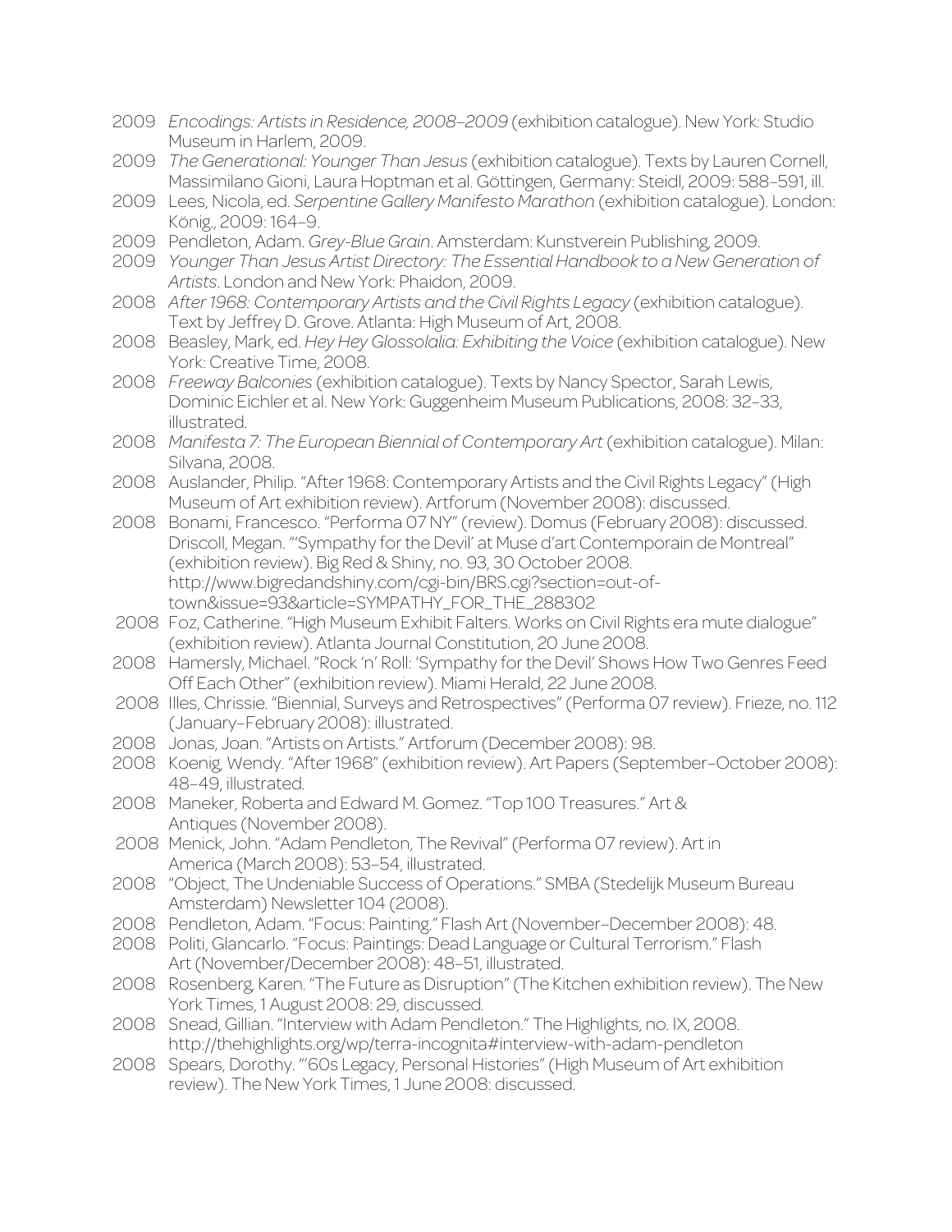2009 *Encodings: Artists in Residence, 2008–2009* (exhibition catalogue). New York: Studio Museum in Harlem, 2009.

2009 *The Generational: Younger Than Jesus* (exhibition catalogue). Texts by Lauren Cornell, Massimilano Gioni, Laura Hoptman et al. Göttingen, Germany: Steidl, 2009: 588–591, ill.

2009 Lees, Nicola, ed. *Serpentine Gallery Manifesto Marathon* (exhibition catalogue). London: König., 2009: 164–9.

2009 Pendleton, Adam. *Grey-Blue Grain*. Amsterdam: Kunstverein Publishing, 2009.

2009 *Younger Than Jesus Artist Directory: The Essential Handbook to a New Generation of Artists*. London and New York: Phaidon, 2009.

2008 *After 1968: Contemporary Artists and the Civil Rights Legacy* (exhibition catalogue). Text by Jeffrey D. Grove. Atlanta: High Museum of Art, 2008.

2008 Beasley, Mark, ed. *Hey Hey Glossolalia: Exhibiting the Voice* (exhibition catalogue). New York: Creative Time, 2008.

2008 *Freeway Balconies* (exhibition catalogue). Texts by Nancy Spector, Sarah Lewis, Dominic Eichler et al. New York: Guggenheim Museum Publications, 2008: 32–33, illustrated.

2008 *Manifesta 7: The European Biennial of Contemporary Art* (exhibition catalogue). Milan: Silvana, 2008.

2008 Auslander, Philip. "After 1968: Contemporary Artists and the Civil Rights Legacy" (High Museum of Art exhibition review). Artforum (November 2008): discussed.

2008 Bonami, Francesco. "Performa 07 NY" (review). Domus (February 2008): discussed. Driscoll, Megan. "'Sympathy for the Devil' at Muse d'art Contemporain de Montreal" (exhibition review). Big Red & Shiny, no. 93, 30 October 2008. http://www.bigredandshiny.com/cgi-bin/BRS.cgi?section=out-of-town&issue=93&article=SYMPATHY_FOR_THE_288302

2008 Foz, Catherine. "High Museum Exhibit Falters. Works on Civil Rights era mute dialogue" (exhibition review). Atlanta Journal Constitution, 20 June 2008.

2008 Hamersly, Michael. "Rock 'n' Roll: 'Sympathy for the Devil' Shows How Two Genres Feed Off Each Other" (exhibition review). Miami Herald, 22 June 2008.

2008 Illes, Chrissie. "Biennial, Surveys and Retrospectives" (Performa 07 review). Frieze, no. 112 (January–February 2008): illustrated.

2008 Jonas, Joan. "Artists on Artists." Artforum (December 2008): 98.

2008 Koenig, Wendy. "After 1968" (exhibition review). Art Papers (September–October 2008): 48–49, illustrated.

2008 Maneker, Roberta and Edward M. Gomez. "Top 100 Treasures." Art & Antiques (November 2008).

2008 Menick, John. "Adam Pendleton, The Revival" (Performa 07 review). Art in America (March 2008): 53–54, illustrated.

2008 "Object, The Undeniable Success of Operations." SMBA (Stedelijk Museum Bureau Amsterdam) Newsletter 104 (2008).

2008 Pendleton, Adam. "Focus: Painting." Flash Art (November–December 2008): 48.

2008 Politi, Giancarlo. "Focus: Paintings: Dead Language or Cultural Terrorism." Flash Art (November/December 2008): 48–51, illustrated.

2008 Rosenberg, Karen. "The Future as Disruption" (The Kitchen exhibition review). The New York Times, 1 August 2008: 29, discussed.

2008 Snead, Gillian. "Interview with Adam Pendleton." The Highlights, no. IX, 2008. http://thehighlights.org/wp/terra-incognita#interview-with-adam-pendleton

2008 Spears, Dorothy. "'60s Legacy, Personal Histories" (High Museum of Art exhibition review). The New York Times, 1 June 2008: discussed.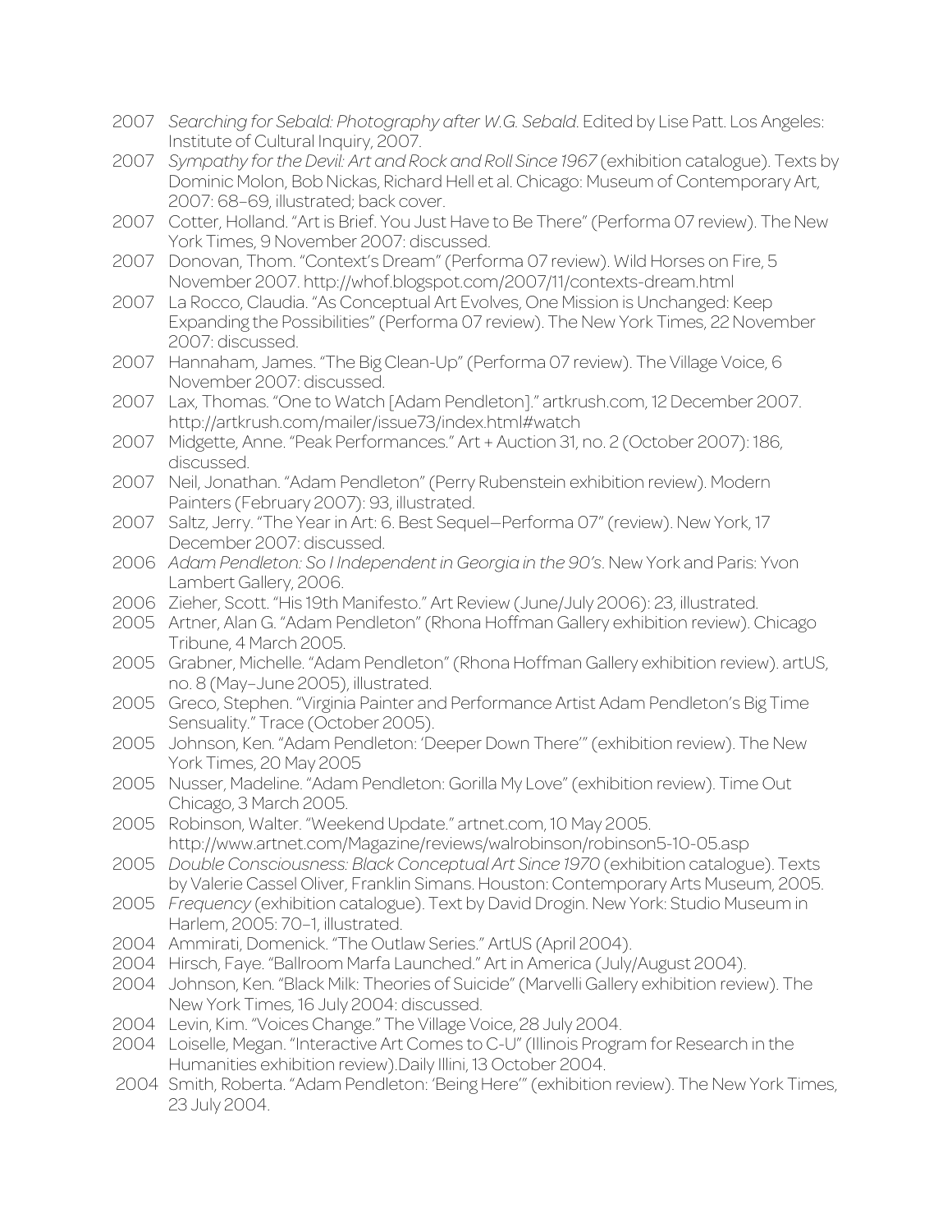2007 *Searching for Sebald: Photography after W.G. Sebald*. Edited by Lise Patt. Los Angeles: Institute of Cultural Inquiry, 2007.

2007 *Sympathy for the Devil: Art and Rock and Roll Since 1967* (exhibition catalogue). Texts by Dominic Molon, Bob Nickas, Richard Hell et al. Chicago: Museum of Contemporary Art, 2007: 68–69, illustrated; back cover.

2007 Cotter, Holland. "Art is Brief. You Just Have to Be There" (Performa 07 review). The New York Times, 9 November 2007: discussed.

2007 Donovan, Thom. "Context's Dream" (Performa 07 review). Wild Horses on Fire, 5 November 2007. http://whof.blogspot.com/2007/11/contexts-dream.html

2007 La Rocco, Claudia. "As Conceptual Art Evolves, One Mission is Unchanged: Keep Expanding the Possibilities" (Performa 07 review). The New York Times, 22 November 2007: discussed.

2007 Hannaham, James. "The Big Clean-Up" (Performa 07 review). The Village Voice, 6 November 2007: discussed.

2007 Lax, Thomas. "One to Watch [Adam Pendleton]." artkrush.com, 12 December 2007. http://artkrush.com/mailer/issue73/index.html#watch

2007 Midgette, Anne. "Peak Performances." Art + Auction 31, no. 2 (October 2007): 186, discussed.

2007 Neil, Jonathan. "Adam Pendleton" (Perry Rubenstein exhibition review). Modern Painters (February 2007): 93, illustrated.

2007 Saltz, Jerry. "The Year in Art: 6. Best Sequel—Performa 07" (review). New York, 17 December 2007: discussed.

2006 *Adam Pendleton: So I Independent in Georgia in the 90's*. New York and Paris: Yvon Lambert Gallery, 2006.

2006 Zieher, Scott. "His 19th Manifesto." Art Review (June/July 2006): 23, illustrated.

2005 Artner, Alan G. "Adam Pendleton" (Rhona Hoffman Gallery exhibition review). Chicago Tribune, 4 March 2005.

2005 Grabner, Michelle. "Adam Pendleton" (Rhona Hoffman Gallery exhibition review). artUS, no. 8 (May–June 2005), illustrated.

2005 Greco, Stephen. "Virginia Painter and Performance Artist Adam Pendleton's Big Time Sensuality." Trace (October 2005).

2005 Johnson, Ken. "Adam Pendleton: 'Deeper Down There'" (exhibition review). The New York Times, 20 May 2005

2005 Nusser, Madeline. "Adam Pendleton: Gorilla My Love" (exhibition review). Time Out Chicago, 3 March 2005.

2005 Robinson, Walter. "Weekend Update." artnet.com, 10 May 2005. http://www.artnet.com/Magazine/reviews/walrobinson/robinson5-10-05.asp

2005 *Double Consciousness: Black Conceptual Art Since 1970* (exhibition catalogue). Texts by Valerie Cassel Oliver, Franklin Simans. Houston: Contemporary Arts Museum, 2005.

2005 *Frequency* (exhibition catalogue). Text by David Drogin. New York: Studio Museum in Harlem, 2005: 70–1, illustrated.

2004 Ammirati, Domenick. "The Outlaw Series." ArtUS (April 2004).

2004 Hirsch, Faye. "Ballroom Marfa Launched." Art in America (July/August 2004).

2004 Johnson, Ken. "Black Milk: Theories of Suicide" (Marvelli Gallery exhibition review). The New York Times, 16 July 2004: discussed.

2004 Levin, Kim. "Voices Change." The Village Voice, 28 July 2004.

2004 Loiselle, Megan. "Interactive Art Comes to C-U" (Illinois Program for Research in the Humanities exhibition review).Daily Illini, 13 October 2004.

2004 Smith, Roberta. "Adam Pendleton: 'Being Here'" (exhibition review). The New York Times, 23 July 2004.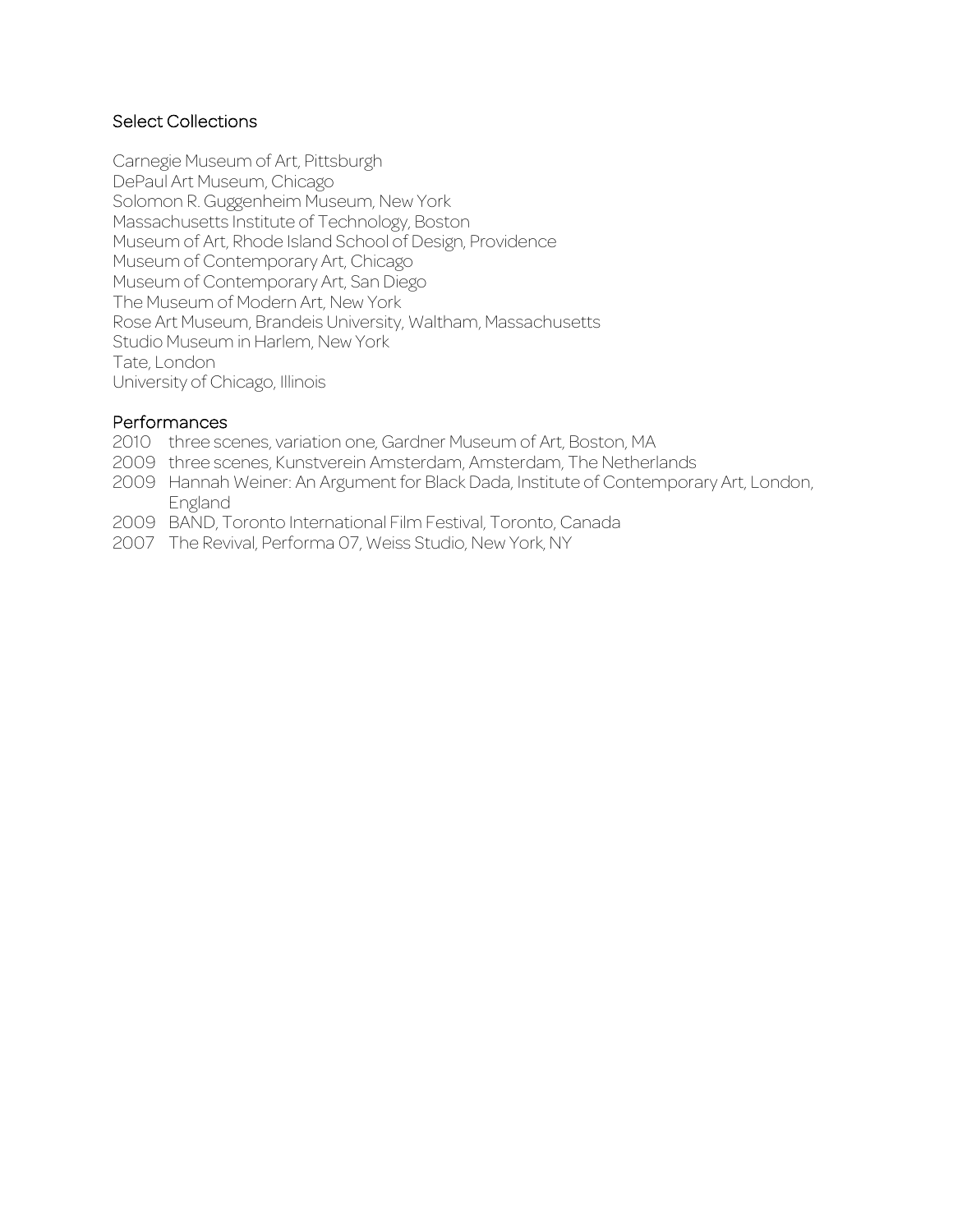## Select Collections

Carnegie Museum of Art, Pittsburgh
DePaul Art Museum, Chicago
Solomon R. Guggenheim Museum, New York
Massachusetts Institute of Technology, Boston
Museum of Art, Rhode Island School of Design, Providence
Museum of Contemporary Art, Chicago
Museum of Contemporary Art, San Diego
The Museum of Modern Art, New York
Rose Art Museum, Brandeis University, Waltham, Massachusetts
Studio Museum in Harlem, New York
Tate, London
University of Chicago, Illinois

## Performances

2010 three scenes, variation one, Gardner Museum of Art, Boston, MA
2009 three scenes, Kunstverein Amsterdam, Amsterdam, The Netherlands
2009 Hannah Weiner: An Argument for Black Dada, Institute of Contemporary Art, London, England
2009 BAND, Toronto International Film Festival, Toronto, Canada
2007 The Revival, Performa 07, Weiss Studio, New York, NY